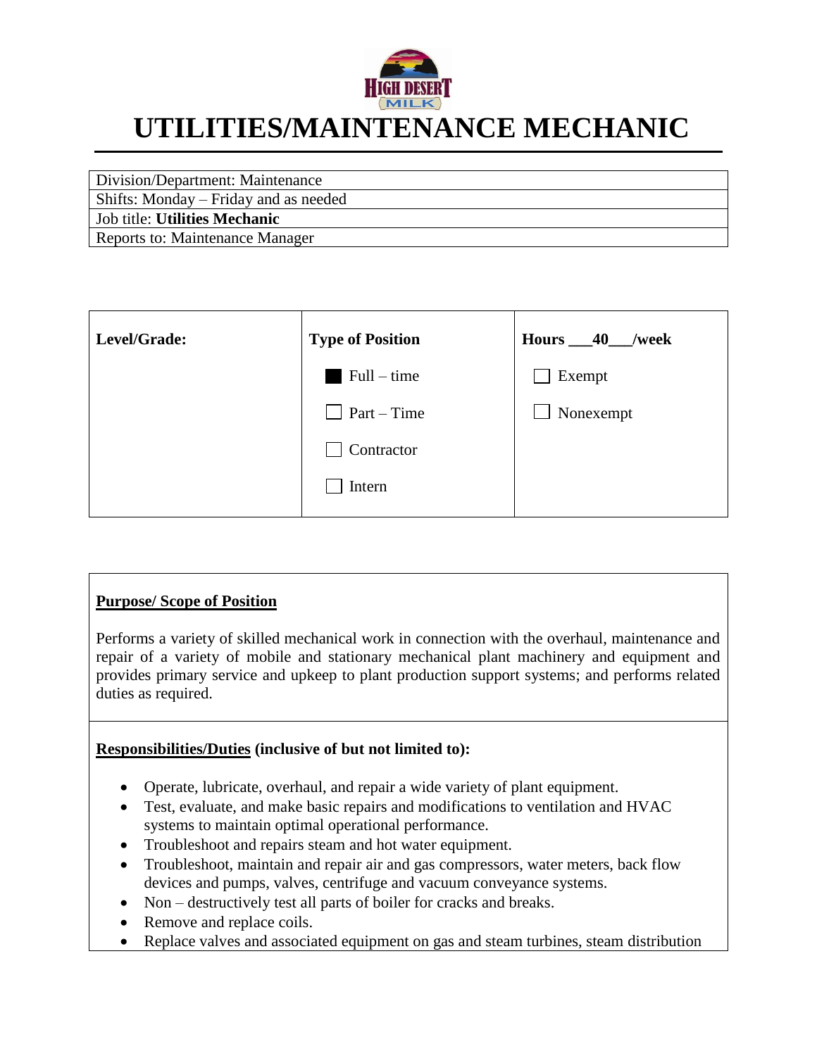# UTILITIES/MAINTENANCE MECHANIC

| Division/Department: Maintenance |
|---|
| Shifts: Monday – Friday and as needed |
| Job title: **Utilities Mechanic** |
| Reports to: Maintenance Manager |

| **Level/Grade:** | **Type of Position** | **Hours \_\_\_40\_\_\_/week** |
|---|---|---|
| | ■ Full – time | ☐ Exempt |
| | ☐ Part – Time | ☐ Nonexempt |
| | ☐ Contractor | |
| | ☐ Intern | |

**Purpose/ Scope of Position**

Performs a variety of skilled mechanical work in connection with the overhaul, maintenance and repair of a variety of mobile and stationary mechanical plant machinery and equipment and provides primary service and upkeep to plant production support systems; and performs related duties as required.

**Responsibilities/Duties (inclusive of but not limited to):**

- Operate, lubricate, overhaul, and repair a wide variety of plant equipment.
- Test, evaluate, and make basic repairs and modifications to ventilation and HVAC systems to maintain optimal operational performance.
- Troubleshoot and repairs steam and hot water equipment.
- Troubleshoot, maintain and repair air and gas compressors, water meters, back flow devices and pumps, valves, centrifuge and vacuum conveyance systems.
- Non – destructively test all parts of boiler for cracks and breaks.
- Remove and replace coils.
- Replace valves and associated equipment on gas and steam turbines, steam distribution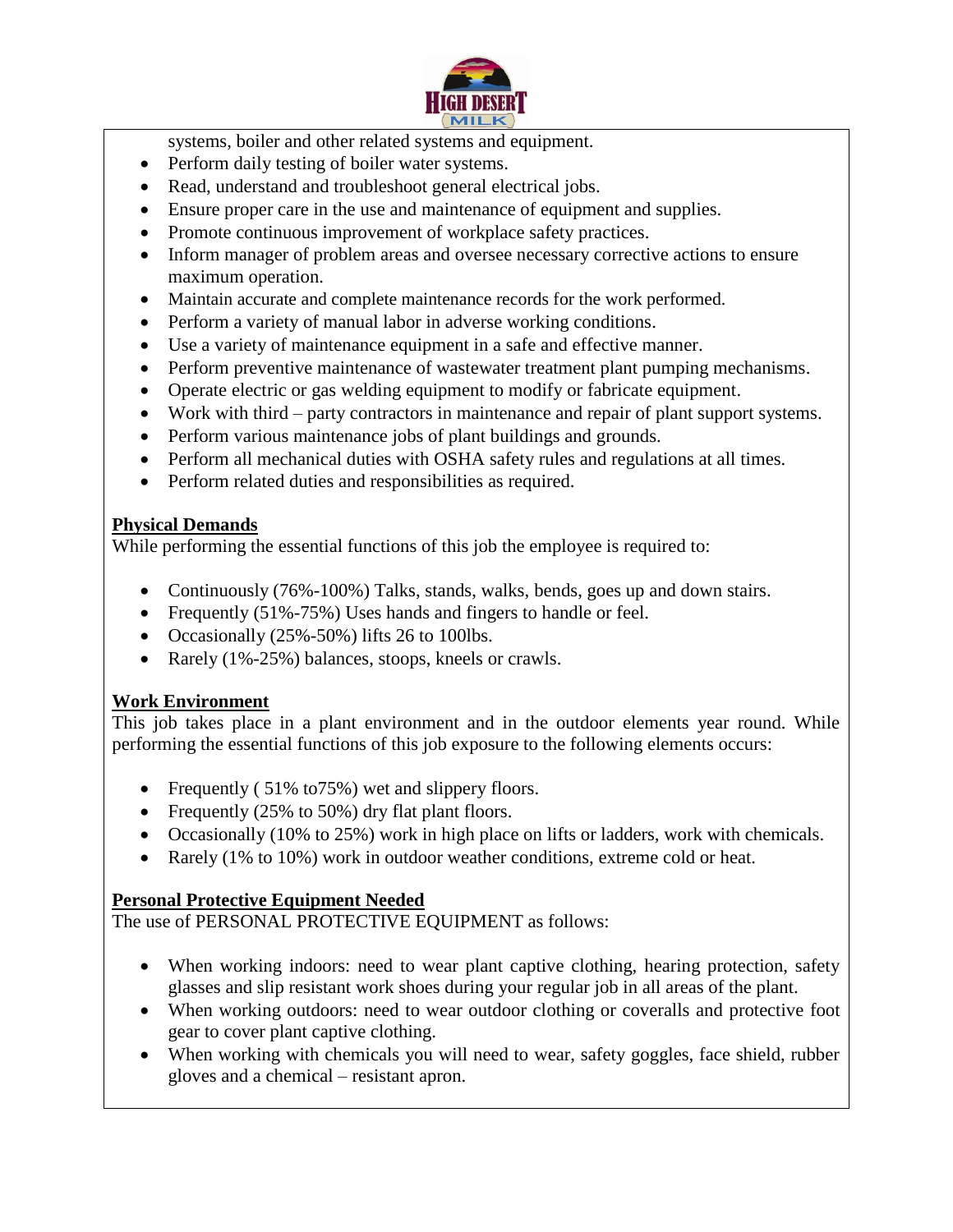systems, boiler and other related systems and equipment.

- Perform daily testing of boiler water systems.
- Read, understand and troubleshoot general electrical jobs.
- Ensure proper care in the use and maintenance of equipment and supplies.
- Promote continuous improvement of workplace safety practices.
- Inform manager of problem areas and oversee necessary corrective actions to ensure maximum operation.
- Maintain accurate and complete maintenance records for the work performed.
- Perform a variety of manual labor in adverse working conditions.
- Use a variety of maintenance equipment in a safe and effective manner.
- Perform preventive maintenance of wastewater treatment plant pumping mechanisms.
- Operate electric or gas welding equipment to modify or fabricate equipment.
- Work with third – party contractors in maintenance and repair of plant support systems.
- Perform various maintenance jobs of plant buildings and grounds.
- Perform all mechanical duties with OSHA safety rules and regulations at all times.
- Perform related duties and responsibilities as required.

## Physical Demands

While performing the essential functions of this job the employee is required to:

- Continuously (76%-100%) Talks, stands, walks, bends, goes up and down stairs.
- Frequently (51%-75%) Uses hands and fingers to handle or feel.
- Occasionally (25%-50%) lifts 26 to 100lbs.
- Rarely (1%-25%) balances, stoops, kneels or crawls.

## Work Environment

This job takes place in a plant environment and in the outdoor elements year round. While performing the essential functions of this job exposure to the following elements occurs:

- Frequently ( 51% to75%) wet and slippery floors.
- Frequently (25% to 50%) dry flat plant floors.
- Occasionally (10% to 25%) work in high place on lifts or ladders, work with chemicals.
- Rarely (1% to 10%) work in outdoor weather conditions, extreme cold or heat.

## Personal Protective Equipment Needed

The use of PERSONAL PROTECTIVE EQUIPMENT as follows:

- When working indoors: need to wear plant captive clothing, hearing protection, safety glasses and slip resistant work shoes during your regular job in all areas of the plant.
- When working outdoors: need to wear outdoor clothing or coveralls and protective foot gear to cover plant captive clothing.
- When working with chemicals you will need to wear, safety goggles, face shield, rubber gloves and a chemical – resistant apron.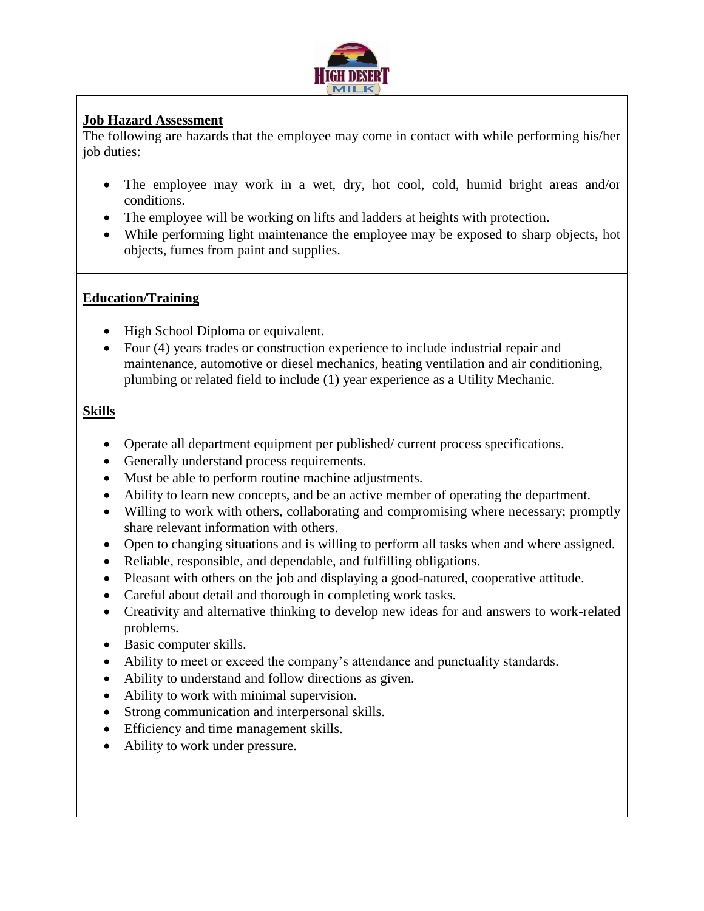## Job Hazard Assessment

The following are hazards that the employee may come in contact with while performing his/her job duties:

- The employee may work in a wet, dry, hot cool, cold, humid bright areas and/or conditions.
- The employee will be working on lifts and ladders at heights with protection.
- While performing light maintenance the employee may be exposed to sharp objects, hot objects, fumes from paint and supplies.

## Education/Training

- High School Diploma or equivalent.
- Four (4) years trades or construction experience to include industrial repair and maintenance, automotive or diesel mechanics, heating ventilation and air conditioning, plumbing or related field to include (1) year experience as a Utility Mechanic.

## Skills

- Operate all department equipment per published/ current process specifications.
- Generally understand process requirements.
- Must be able to perform routine machine adjustments.
- Ability to learn new concepts, and be an active member of operating the department.
- Willing to work with others, collaborating and compromising where necessary; promptly share relevant information with others.
- Open to changing situations and is willing to perform all tasks when and where assigned.
- Reliable, responsible, and dependable, and fulfilling obligations.
- Pleasant with others on the job and displaying a good-natured, cooperative attitude.
- Careful about detail and thorough in completing work tasks.
- Creativity and alternative thinking to develop new ideas for and answers to work-related problems.
- Basic computer skills.
- Ability to meet or exceed the company's attendance and punctuality standards.
- Ability to understand and follow directions as given.
- Ability to work with minimal supervision.
- Strong communication and interpersonal skills.
- Efficiency and time management skills.
- Ability to work under pressure.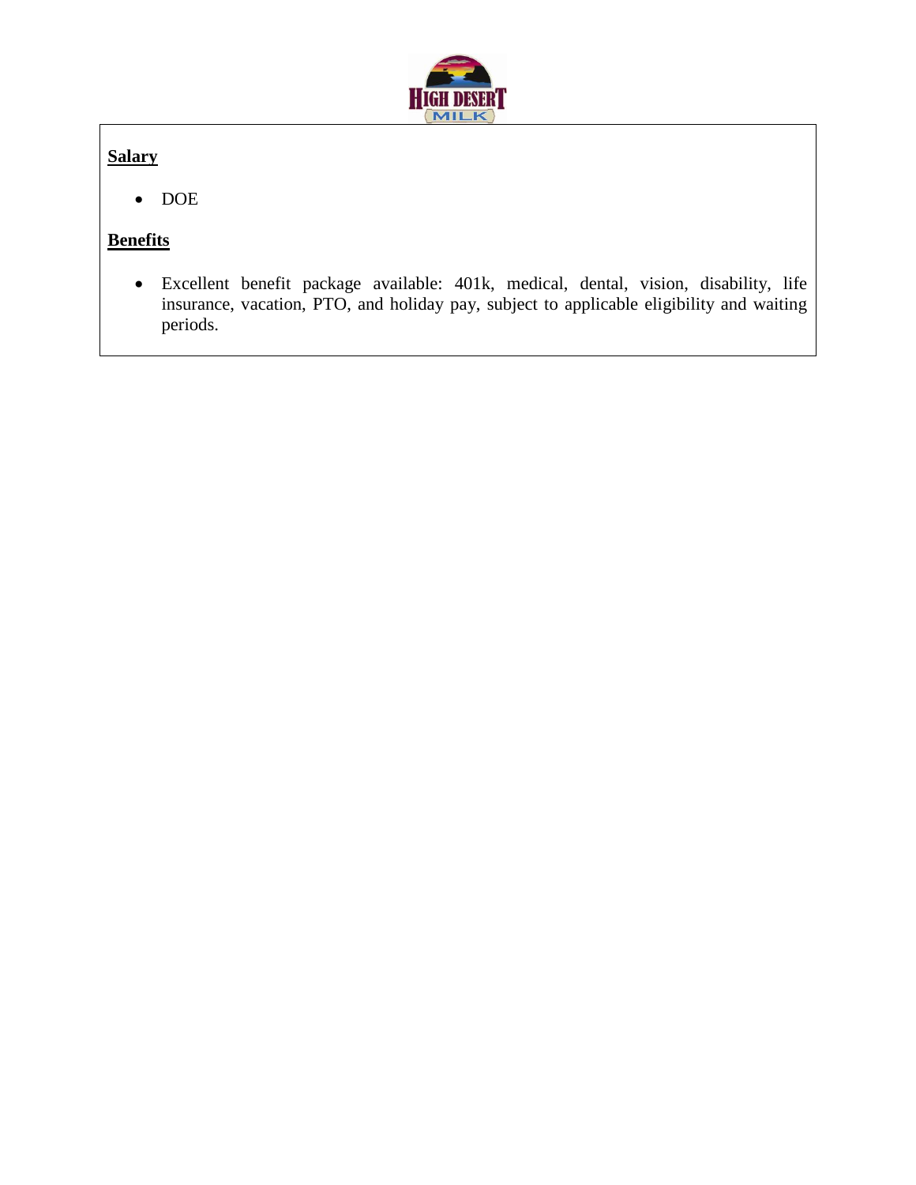**Salary**

- DOE

**Benefits**

- Excellent benefit package available: 401k, medical, dental, vision, disability, life insurance, vacation, PTO, and holiday pay, subject to applicable eligibility and waiting periods.